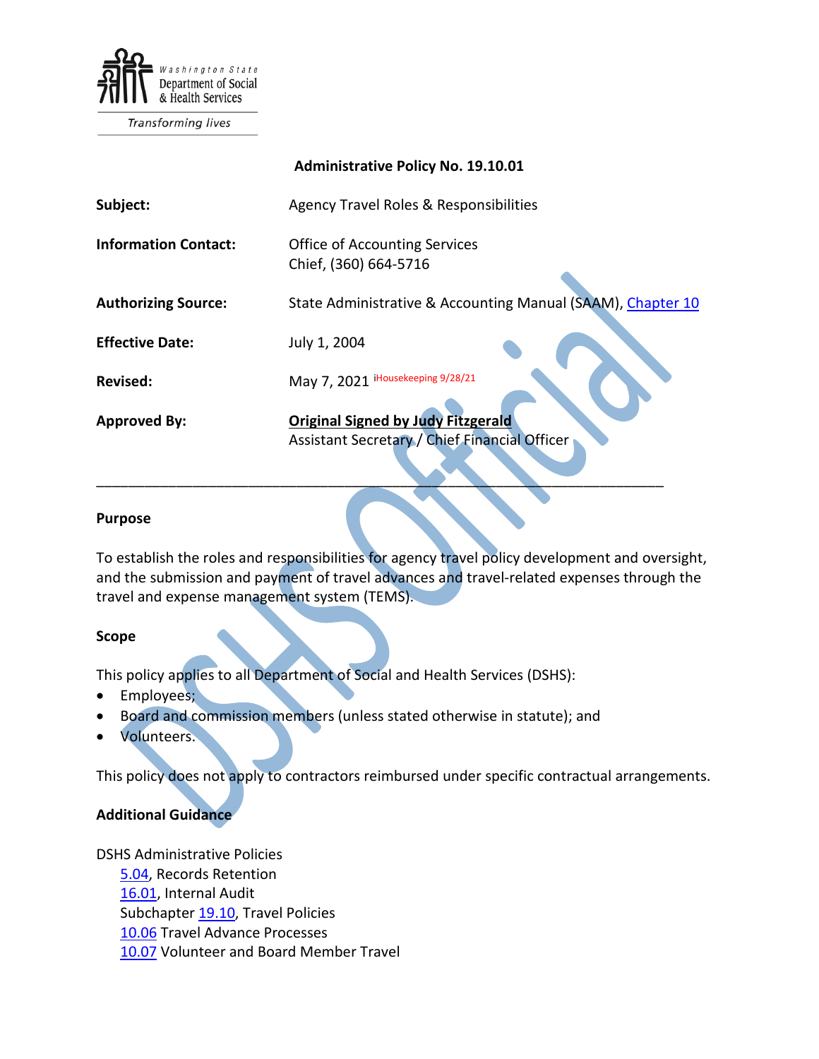Washington State Department of Social & Health Services

*Transforming lives*

**Administrative Policy No. 19.10.01**

| | |
|---|---|
| **Subject:** | Agency Travel Roles & Responsibilities |
| **Information Contact:** | Office of Accounting Services<br>Chief, (360) 664-5716 |
| **Authorizing Source:** | State Administrative & Accounting Manual (SAAM), Chapter 10 |
| **Effective Date:** | July 1, 2004 |
| **Revised:** | May 7, 2021 iHousekeeping 9/28/21 |
| **Approved By:** | **Original Signed by Judy Fitzgerald**<br>Assistant Secretary / Chief Financial Officer |

---

## Purpose

To establish the roles and responsibilities for agency travel policy development and oversight, and the submission and payment of travel advances and travel-related expenses through the travel and expense management system (TEMS).

## Scope

This policy applies to all Department of Social and Health Services (DSHS):

- Employees;
- Board and commission members (unless stated otherwise in statute); and
- Volunteers.

This policy does not apply to contractors reimbursed under specific contractual arrangements.

## Additional Guidance

DSHS Administrative Policies

- 5.04, Records Retention
- 16.01, Internal Audit
- Subchapter 19.10, Travel Policies
- 10.06 Travel Advance Processes
- 10.07 Volunteer and Board Member Travel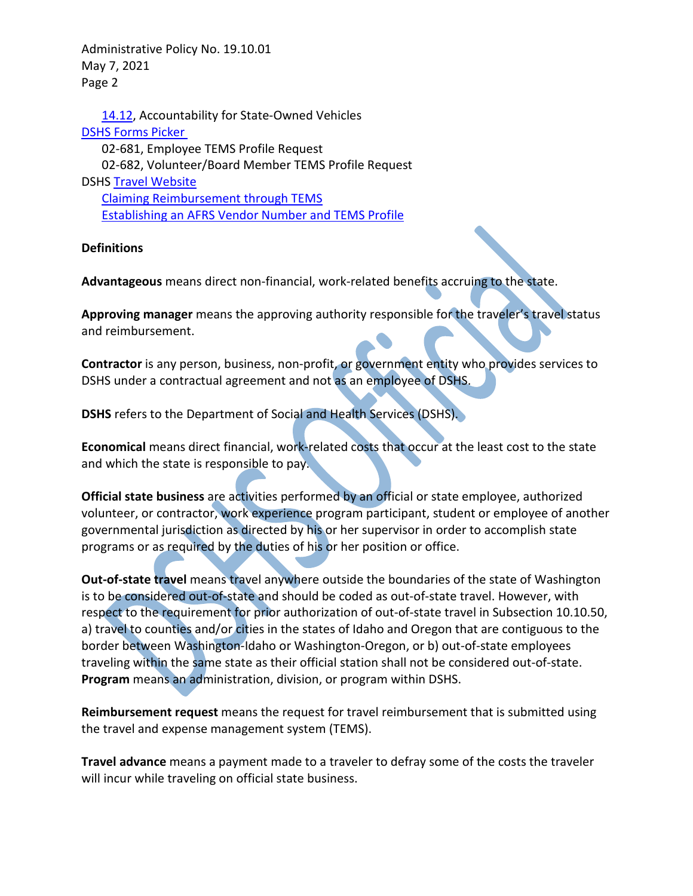14.12, Accountability for State-Owned Vehicles

DSHS Forms Picker

    02-681, Employee TEMS Profile Request

    02-682, Volunteer/Board Member TEMS Profile Request

DSHS Travel Website

    Claiming Reimbursement through TEMS

    Establishing an AFRS Vendor Number and TEMS Profile

**Definitions**

**Advantageous** means direct non-financial, work-related benefits accruing to the state.

**Approving manager** means the approving authority responsible for the traveler's travel status and reimbursement.

**Contractor** is any person, business, non-profit, or government entity who provides services to DSHS under a contractual agreement and not as an employee of DSHS.

**DSHS** refers to the Department of Social and Health Services (DSHS).

**Economical** means direct financial, work-related costs that occur at the least cost to the state and which the state is responsible to pay.

**Official state business** are activities performed by an official or state employee, authorized volunteer, or contractor, work experience program participant, student or employee of another governmental jurisdiction as directed by his or her supervisor in order to accomplish state programs or as required by the duties of his or her position or office.

**Out-of-state travel** means travel anywhere outside the boundaries of the state of Washington is to be considered out-of-state and should be coded as out-of-state travel. However, with respect to the requirement for prior authorization of out-of-state travel in Subsection 10.10.50, a) travel to counties and/or cities in the states of Idaho and Oregon that are contiguous to the border between Washington-Idaho or Washington-Oregon, or b) out-of-state employees traveling within the same state as their official station shall not be considered out-of-state.

**Program** means an administration, division, or program within DSHS.

**Reimbursement request** means the request for travel reimbursement that is submitted using the travel and expense management system (TEMS).

**Travel advance** means a payment made to a traveler to defray some of the costs the traveler will incur while traveling on official state business.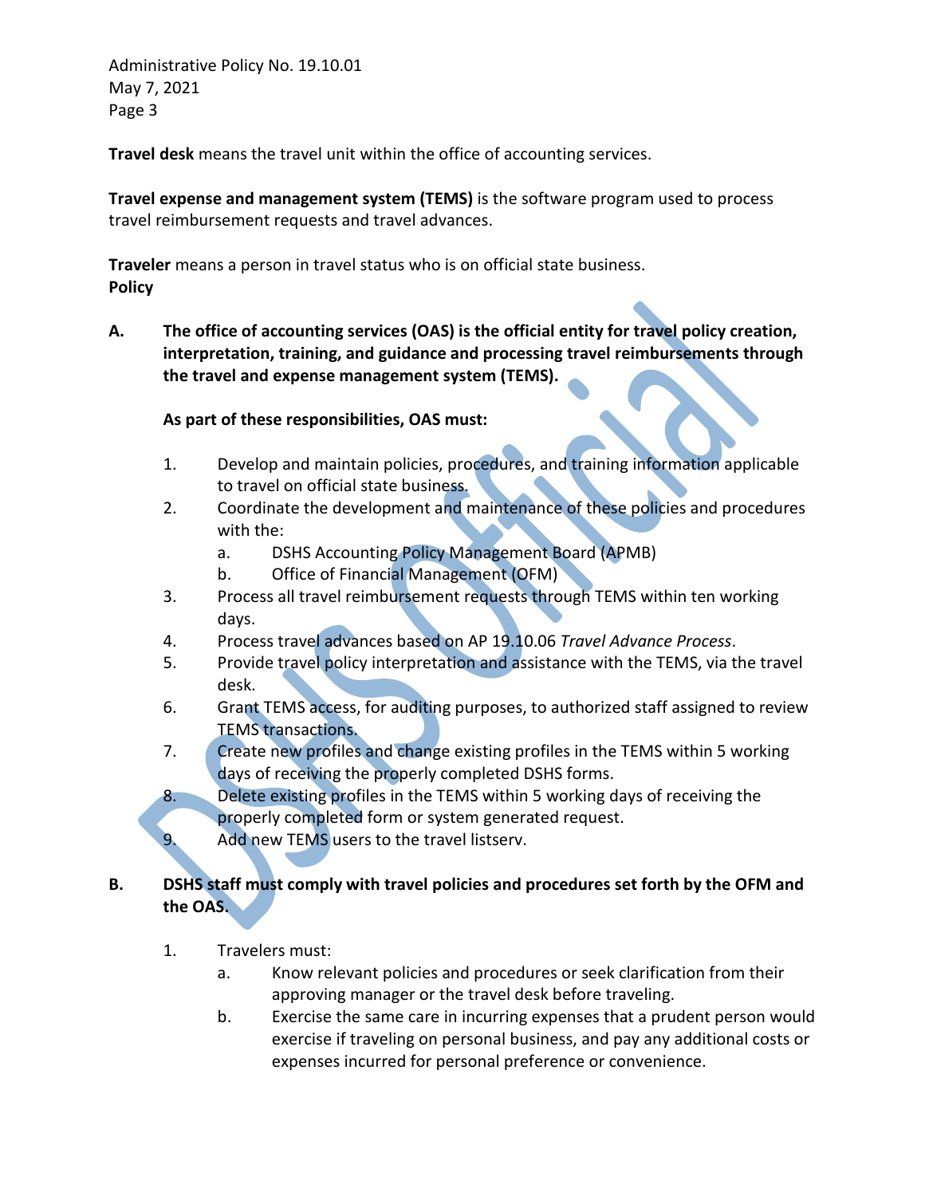**Travel desk** means the travel unit within the office of accounting services.

**Travel expense and management system (TEMS)** is the software program used to process travel reimbursement requests and travel advances.

**Traveler** means a person in travel status who is on official state business.

**Policy**

**A. The office of accounting services (OAS) is the official entity for travel policy creation, interpretation, training, and guidance and processing travel reimbursements through the travel and expense management system (TEMS).**

**As part of these responsibilities, OAS must:**

1. Develop and maintain policies, procedures, and training information applicable to travel on official state business.
2. Coordinate the development and maintenance of these policies and procedures with the:
   a. DSHS Accounting Policy Management Board (APMB)
   b. Office of Financial Management (OFM)
3. Process all travel reimbursement requests through TEMS within ten working days.
4. Process travel advances based on AP 19.10.06 *Travel Advance Process*.
5. Provide travel policy interpretation and assistance with the TEMS, via the travel desk.
6. Grant TEMS access, for auditing purposes, to authorized staff assigned to review TEMS transactions.
7. Create new profiles and change existing profiles in the TEMS within 5 working days of receiving the properly completed DSHS forms.
8. Delete existing profiles in the TEMS within 5 working days of receiving the properly completed form or system generated request.
9. Add new TEMS users to the travel listserv.

**B. DSHS staff must comply with travel policies and procedures set forth by the OFM and the OAS.**

1. Travelers must:
   a. Know relevant policies and procedures or seek clarification from their approving manager or the travel desk before traveling.
   b. Exercise the same care in incurring expenses that a prudent person would exercise if traveling on personal business, and pay any additional costs or expenses incurred for personal preference or convenience.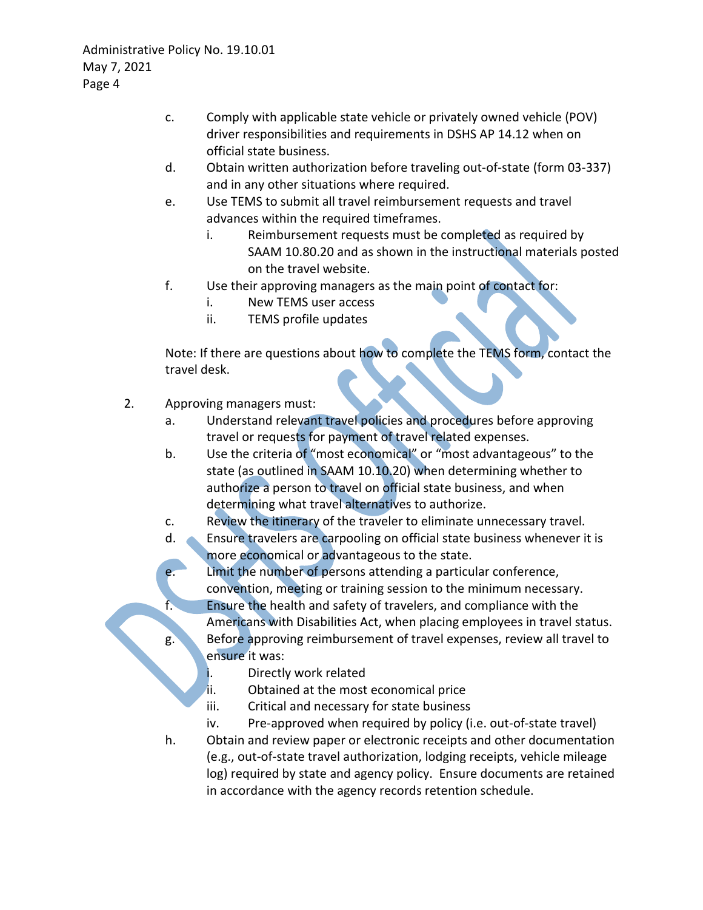c. Comply with applicable state vehicle or privately owned vehicle (POV) driver responsibilities and requirements in DSHS AP 14.12 when on official state business.

d. Obtain written authorization before traveling out-of-state (form 03-337) and in any other situations where required.

e. Use TEMS to submit all travel reimbursement requests and travel advances within the required timeframes.

   i. Reimbursement requests must be completed as required by SAAM 10.80.20 and as shown in the instructional materials posted on the travel website.

f. Use their approving managers as the main point of contact for:

   i. New TEMS user access

   ii. TEMS profile updates

Note: If there are questions about how to complete the TEMS form, contact the travel desk.

2. Approving managers must:

   a. Understand relevant travel policies and procedures before approving travel or requests for payment of travel related expenses.

   b. Use the criteria of "most economical" or "most advantageous" to the state (as outlined in SAAM 10.10.20) when determining whether to authorize a person to travel on official state business, and when determining what travel alternatives to authorize.

   c. Review the itinerary of the traveler to eliminate unnecessary travel.

   d. Ensure travelers are carpooling on official state business whenever it is more economical or advantageous to the state.

   e. Limit the number of persons attending a particular conference, convention, meeting or training session to the minimum necessary.

   f. Ensure the health and safety of travelers, and compliance with the Americans with Disabilities Act, when placing employees in travel status.

   g. Before approving reimbursement of travel expenses, review all travel to ensure it was:

      i. Directly work related

      ii. Obtained at the most economical price

      iii. Critical and necessary for state business

      iv. Pre-approved when required by policy (i.e. out-of-state travel)

   h. Obtain and review paper or electronic receipts and other documentation (e.g., out-of-state travel authorization, lodging receipts, vehicle mileage log) required by state and agency policy. Ensure documents are retained in accordance with the agency records retention schedule.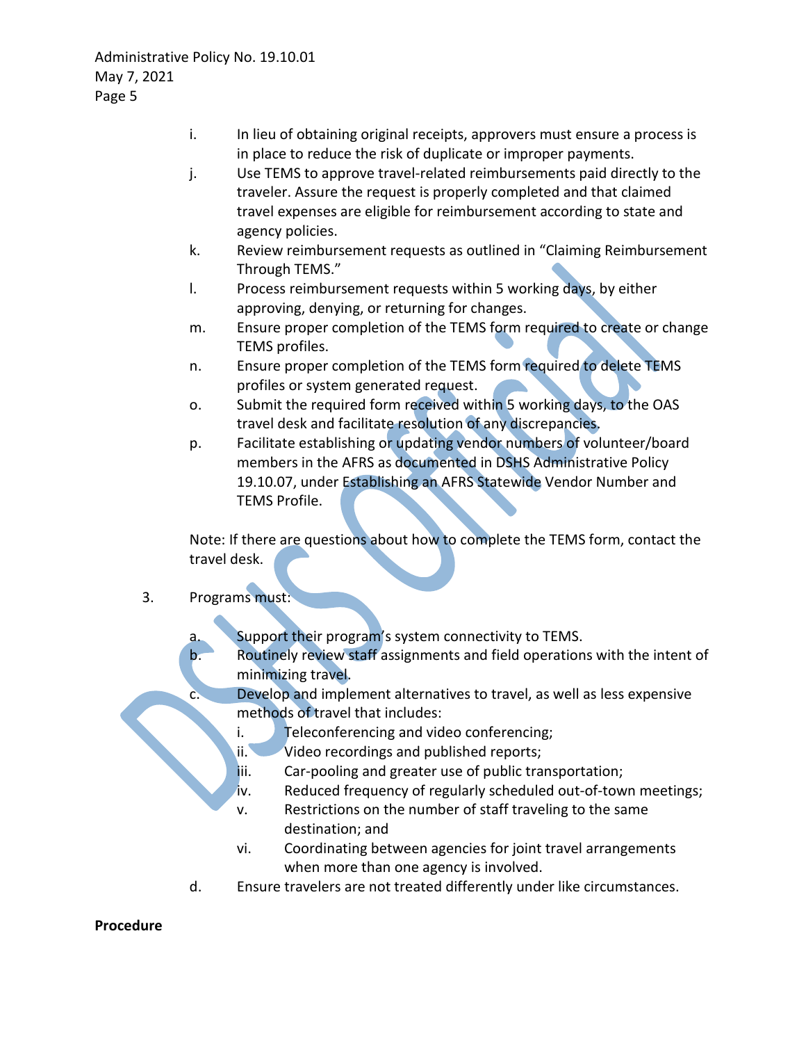i. In lieu of obtaining original receipts, approvers must ensure a process is in place to reduce the risk of duplicate or improper payments.

j. Use TEMS to approve travel-related reimbursements paid directly to the traveler. Assure the request is properly completed and that claimed travel expenses are eligible for reimbursement according to state and agency policies.

k. Review reimbursement requests as outlined in "Claiming Reimbursement Through TEMS."

l. Process reimbursement requests within 5 working days, by either approving, denying, or returning for changes.

m. Ensure proper completion of the TEMS form required to create or change TEMS profiles.

n. Ensure proper completion of the TEMS form required to delete TEMS profiles or system generated request.

o. Submit the required form received within 5 working days, to the OAS travel desk and facilitate resolution of any discrepancies.

p. Facilitate establishing or updating vendor numbers of volunteer/board members in the AFRS as documented in DSHS Administrative Policy 19.10.07, under Establishing an AFRS Statewide Vendor Number and TEMS Profile.

Note: If there are questions about how to complete the TEMS form, contact the travel desk.

3. Programs must:

   a. Support their program's system connectivity to TEMS.
   b. Routinely review staff assignments and field operations with the intent of minimizing travel.
   c. Develop and implement alternatives to travel, as well as less expensive methods of travel that includes:
      i. Teleconferencing and video conferencing;
      ii. Video recordings and published reports;
      iii. Car-pooling and greater use of public transportation;
      iv. Reduced frequency of regularly scheduled out-of-town meetings;
      v. Restrictions on the number of staff traveling to the same destination; and
      vi. Coordinating between agencies for joint travel arrangements when more than one agency is involved.
   d. Ensure travelers are not treated differently under like circumstances.

**Procedure**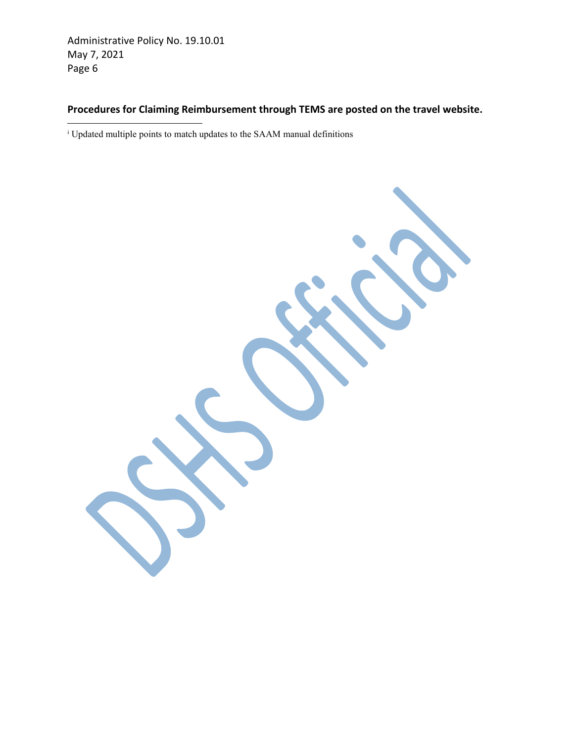**Procedures for Claiming Reimbursement through TEMS are posted on the travel website.**

---

[i] Updated multiple points to match updates to the SAAM manual definitions